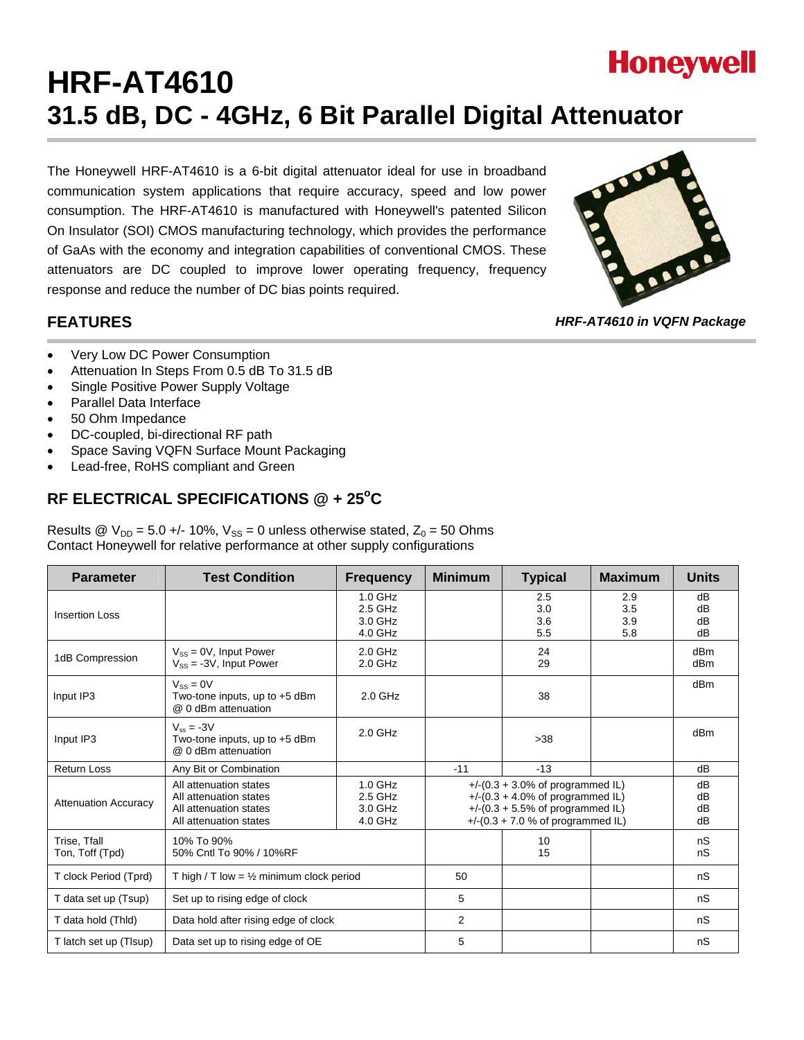Honeywell

# HRF-AT4610

# 31.5 dB, DC - 4GHz, 6 Bit Parallel Digital Attenuator

The Honeywell HRF-AT4610 is a 6-bit digital attenuator ideal for use in broadband communication system applications that require accuracy, speed and low power consumption. The HRF-AT4610 is manufactured with Honeywell's patented Silicon On Insulator (SOI) CMOS manufacturing technology, which provides the performance of GaAs with the economy and integration capabilities of conventional CMOS. These attenuators are DC coupled to improve lower operating frequency, frequency response and reduce the number of DC bias points required.

*HRF-AT4610 in VQFN Package*

## FEATURES

- Very Low DC Power Consumption
- Attenuation In Steps From 0.5 dB To 31.5 dB
- Single Positive Power Supply Voltage
- Parallel Data Interface
- 50 Ohm Impedance
- DC-coupled, bi-directional RF path
- Space Saving VQFN Surface Mount Packaging
- Lead-free, RoHS compliant and Green

## RF ELECTRICAL SPECIFICATIONS @ + 25°C

Results @ $V_{DD}$ = 5.0 +/- 10%, $V_{SS}$ = 0 unless otherwise stated, $Z_0$ = 50 Ohms
Contact Honeywell for relative performance at other supply configurations

| Parameter | Test Condition | Frequency | Minimum | Typical | Maximum | Units |
|---|---|---|---|---|---|---|
| Insertion Loss | | 1.0 GHz<br>2.5 GHz<br>3.0 GHz<br>4.0 GHz | | 2.5<br>3.0<br>3.6<br>5.5 | 2.9<br>3.5<br>3.9<br>5.8 | dB<br>dB<br>dB<br>dB |
| 1dB Compression | $V_{SS}$ = 0V, Input Power<br>$V_{SS}$ = -3V, Input Power | 2.0 GHz<br>2.0 GHz | | 24<br>29 | | dBm<br>dBm |
| Input IP3 | $V_{SS}$ = 0V<br>Two-tone inputs, up to +5 dBm<br>@ 0 dBm attenuation | 2.0 GHz | | 38 | | dBm |
| Input IP3 | $V_{ss}$ = -3V<br>Two-tone inputs, up to +5 dBm<br>@ 0 dBm attenuation | 2.0 GHz | | >38 | | dBm |
| Return Loss | Any Bit or Combination | | -11 | -13 | | dB |
| Attenuation Accuracy | All attenuation states<br>All attenuation states<br>All attenuation states<br>All attenuation states | 1.0 GHz<br>2.5 GHz<br>3.0 GHz<br>4.0 GHz | +/-(0.3 + 3.0% of programmed IL)<br>+/-(0.3 + 4.0% of programmed IL)<br>+/-(0.3 + 5.5% of programmed IL)<br>+/-(0.3 + 7.0 % of programmed IL) | | | dB<br>dB<br>dB<br>dB |
| Trise, Tfall<br>Ton, Toff (Tpd) | 10% To 90%<br>50% Cntl To 90% / 10%RF | | | 10<br>15 | | nS<br>nS |
| T clock Period (Tprd) | T high / T low = ½ minimum clock period | | 50 | | | nS |
| T data set up (Tsup) | Set up to rising edge of clock | | 5 | | | nS |
| T data hold (Thld) | Data hold after rising edge of clock | | 2 | | | nS |
| T latch set up (Tlsup) | Data set up to rising edge of OE | | 5 | | | nS |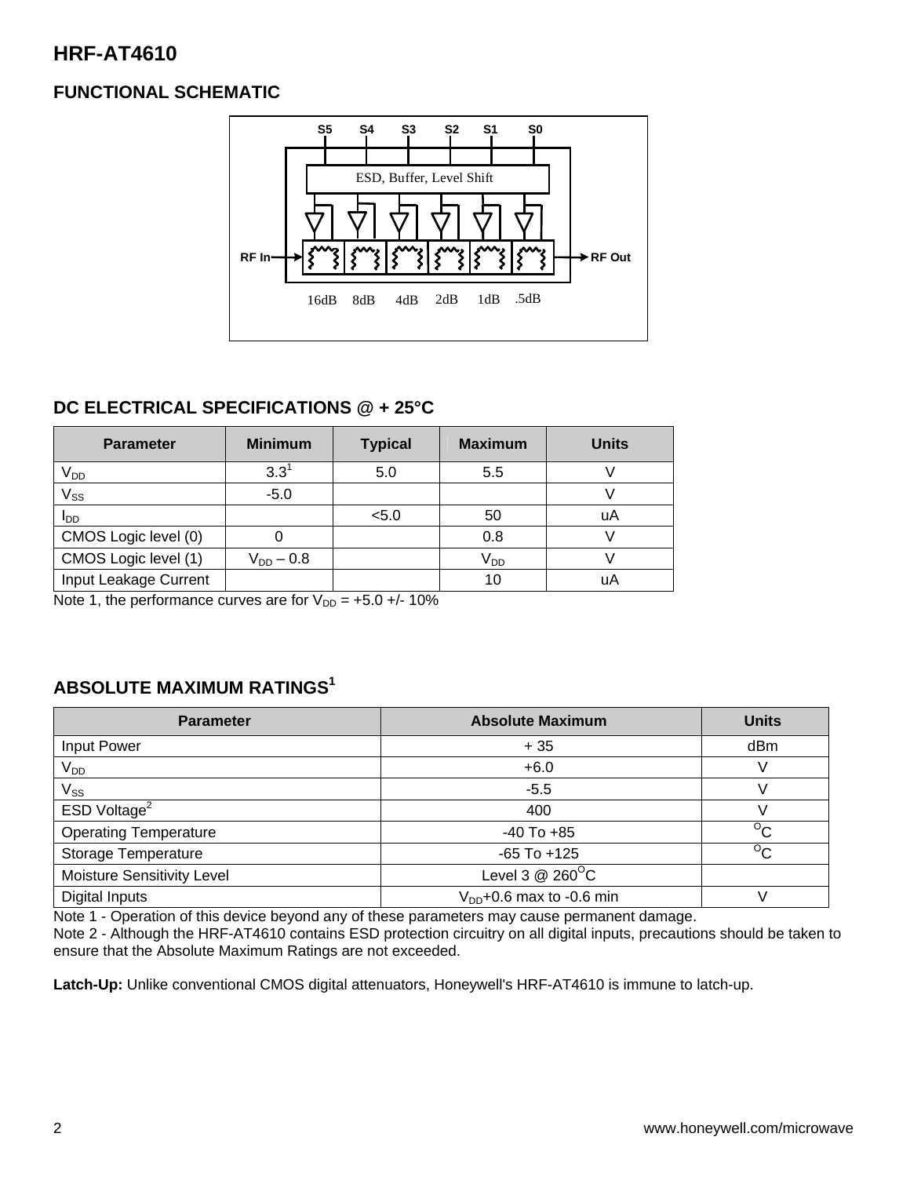# HRF-AT4610

## FUNCTIONAL SCHEMATIC

S5 S4 S3 S2 S1 S0

ESD, Buffer, Level Shift

RF In RF Out

16dB 8dB 4dB 2dB 1dB .5dB

## DC ELECTRICAL SPECIFICATIONS @ + 25°C

| Parameter | Minimum | Typical | Maximum | Units |
|---|---|---|---|---|
| $V_{DD}$ | 3.3[1] | 5.0 | 5.5 | V |
| $V_{SS}$ | -5.0 | | | V |
| $I_{DD}$ | | <5.0 | 50 | uA |
| CMOS Logic level (0) | 0 | | 0.8 | V |
| CMOS Logic level (1) | $V_{DD}$ – 0.8 | | $V_{DD}$ | V |
| Input Leakage Current | | | 10 | uA |

Note 1, the performance curves are for $V_{DD}$ = +5.0 +/- 10%

## ABSOLUTE MAXIMUM RATINGS[1]

| Parameter | Absolute Maximum | Units |
|---|---|---|
| Input Power | + 35 | dBm |
| $V_{DD}$ | +6.0 | V |
| $V_{SS}$ | -5.5 | V |
| ESD Voltage[2] | 400 | V |
| Operating Temperature | -40 To +85 | $^{O}$C |
| Storage Temperature | -65 To +125 | $^{O}$C |
| Moisture Sensitivity Level | Level 3 @ 260$^{O}$C | |
| Digital Inputs | $V_{DD}$+0.6 max to -0.6 min | V |

Note 1 - Operation of this device beyond any of these parameters may cause permanent damage.
Note 2 - Although the HRF-AT4610 contains ESD protection circuitry on all digital inputs, precautions should be taken to ensure that the Absolute Maximum Ratings are not exceeded.

**Latch-Up:** Unlike conventional CMOS digital attenuators, Honeywell's HRF-AT4610 is immune to latch-up.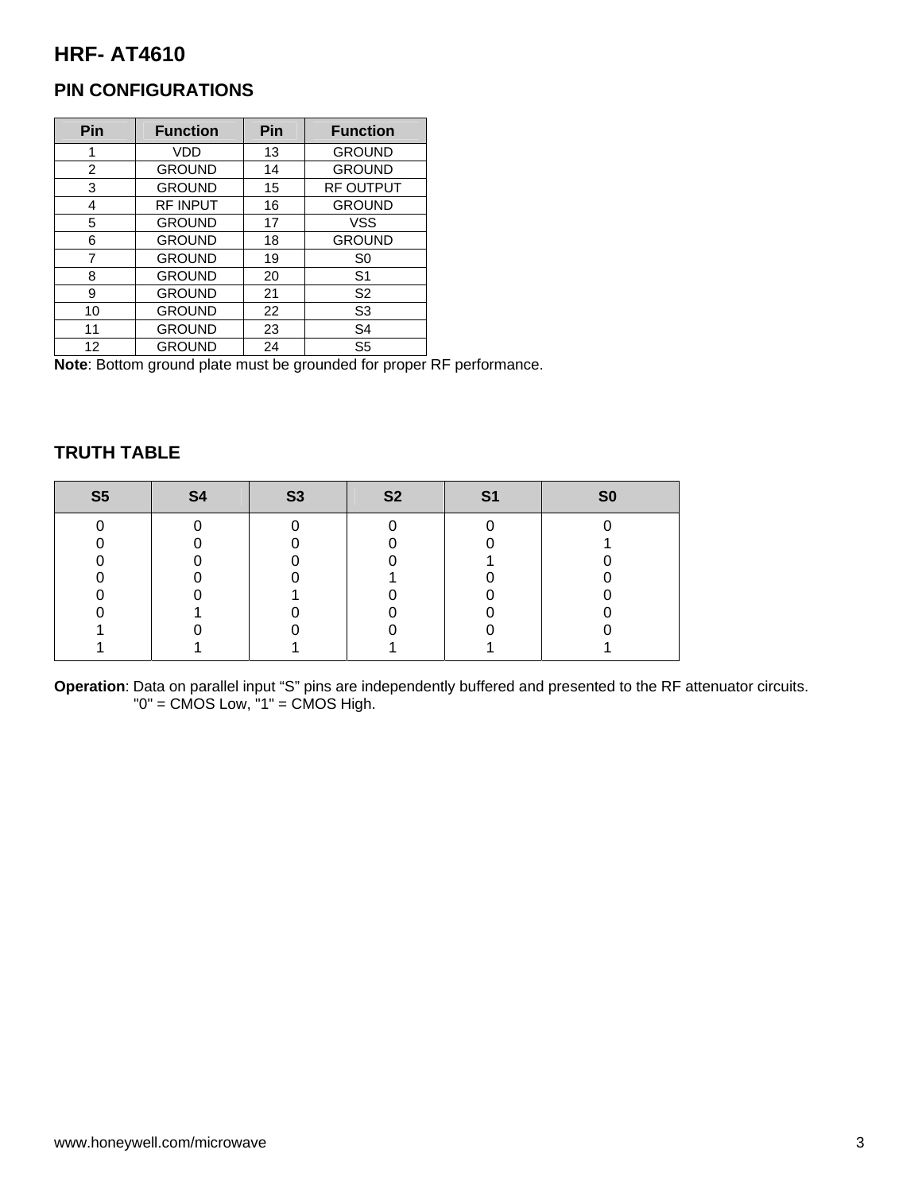# HRF- AT4610

## PIN CONFIGURATIONS

| Pin | Function | Pin | Function |
|---|---|---|---|
| 1 | VDD | 13 | GROUND |
| 2 | GROUND | 14 | GROUND |
| 3 | GROUND | 15 | RF OUTPUT |
| 4 | RF INPUT | 16 | GROUND |
| 5 | GROUND | 17 | VSS |
| 6 | GROUND | 18 | GROUND |
| 7 | GROUND | 19 | S0 |
| 8 | GROUND | 20 | S1 |
| 9 | GROUND | 21 | S2 |
| 10 | GROUND | 22 | S3 |
| 11 | GROUND | 23 | S4 |
| 12 | GROUND | 24 | S5 |

**Note**: Bottom ground plate must be grounded for proper RF performance.

## TRUTH TABLE

| S5 | S4 | S3 | S2 | S1 | S0 |
|---|---|---|---|---|---|
| 0 | 0 | 0 | 0 | 0 | 0 |
| 0 | 0 | 0 | 0 | 0 | 1 |
| 0 | 0 | 0 | 0 | 1 | 0 |
| 0 | 0 | 0 | 1 | 0 | 0 |
| 0 | 0 | 1 | 0 | 0 | 0 |
| 0 | 1 | 0 | 0 | 0 | 0 |
| 1 | 0 | 0 | 0 | 0 | 0 |
| 1 | 1 | 1 | 1 | 1 | 1 |

**Operation**: Data on parallel input “S” pins are independently buffered and presented to the RF attenuator circuits. "0" = CMOS Low, "1" = CMOS High.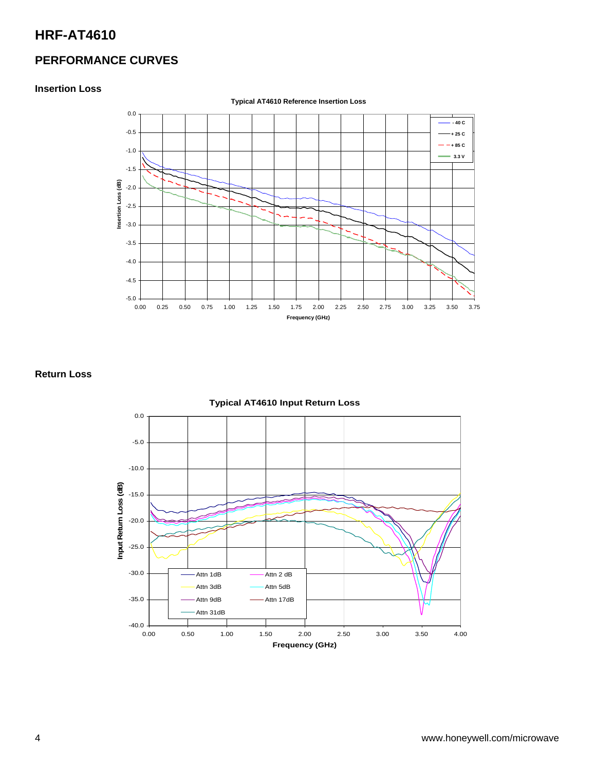# HRF-AT4610

## PERFORMANCE CURVES

### Insertion Loss

Typical AT4610 Reference Insertion Loss

### Return Loss

Typical AT4610 Input Return Loss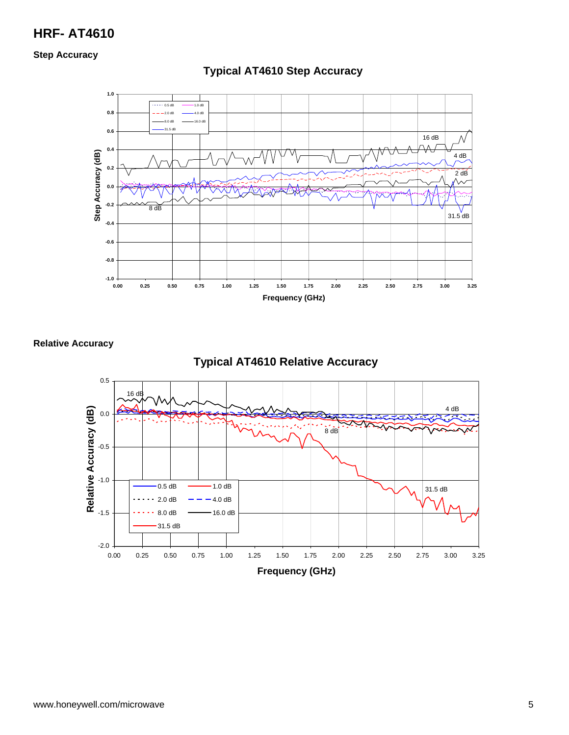## Step Accuracy

**Typical AT4610 Step Accuracy**

## Relative Accuracy

**Typical AT4610 Relative Accuracy**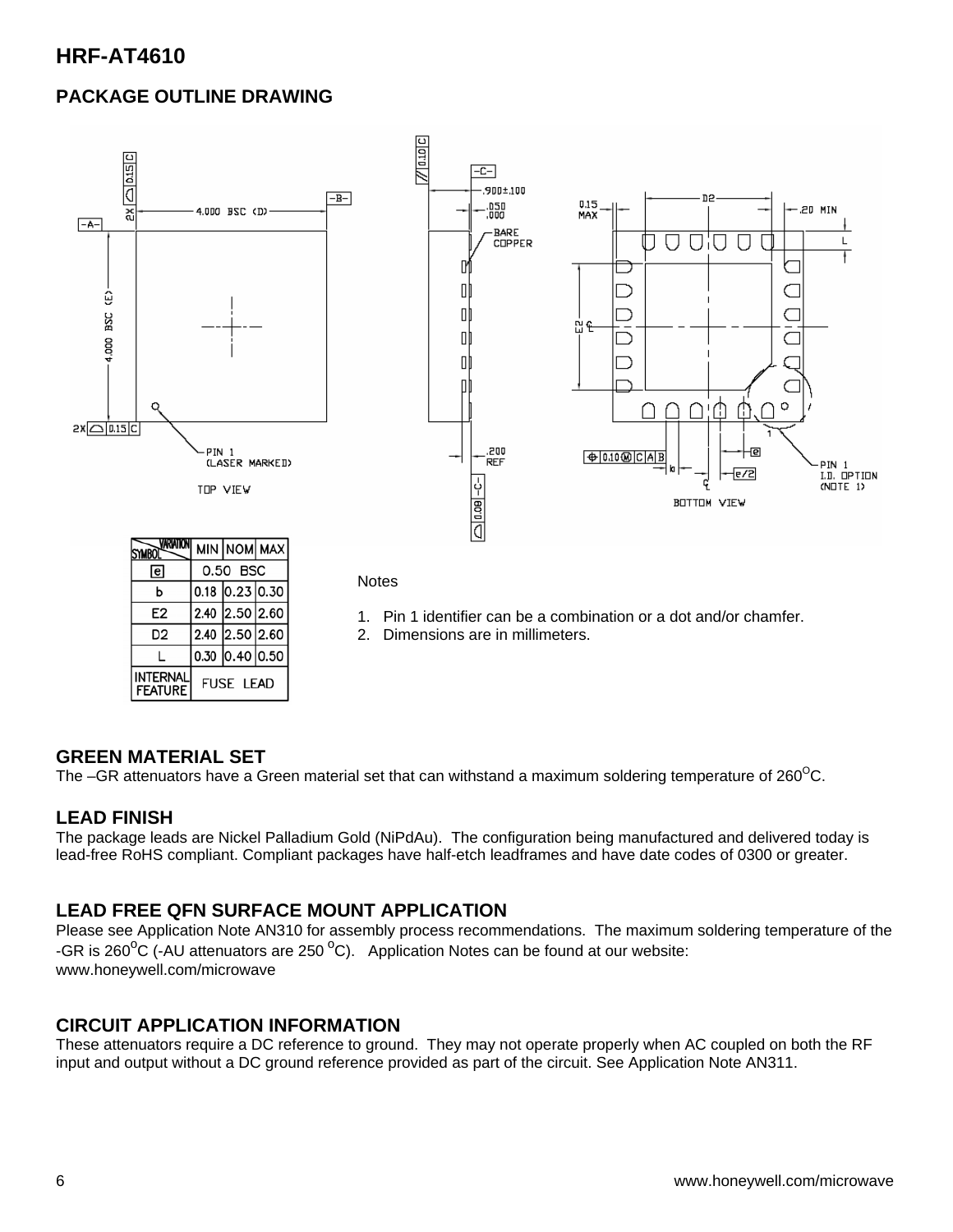# HRF-AT4610

## PACKAGE OUTLINE DRAWING

| SYMBOL \ VARIATION | MIN | NOM | MAX |
|---|---|---|---|
| e | 0.50 BSC | | |
| b | 0.18 | 0.23 | 0.30 |
| E2 | 2.40 | 2.50 | 2.60 |
| D2 | 2.40 | 2.50 | 2.60 |
| L | 0.30 | 0.40 | 0.50 |
| INTERNAL FEATURE | FUSE LEAD | | |

Notes

1. Pin 1 identifier can be a combination or a dot and/or chamfer.
2. Dimensions are in millimeters.

## GREEN MATERIAL SET

The –GR attenuators have a Green material set that can withstand a maximum soldering temperature of 260°C.

## LEAD FINISH

The package leads are Nickel Palladium Gold (NiPdAu). The configuration being manufactured and delivered today is lead-free RoHS compliant. Compliant packages have half-etch leadframes and have date codes of 0300 or greater.

## LEAD FREE QFN SURFACE MOUNT APPLICATION

Please see Application Note AN310 for assembly process recommendations. The maximum soldering temperature of the -GR is 260°C (-AU attenuators are 250 °C). Application Notes can be found at our website: www.honeywell.com/microwave

## CIRCUIT APPLICATION INFORMATION

These attenuators require a DC reference to ground. They may not operate properly when AC coupled on both the RF input and output without a DC ground reference provided as part of the circuit. See Application Note AN311.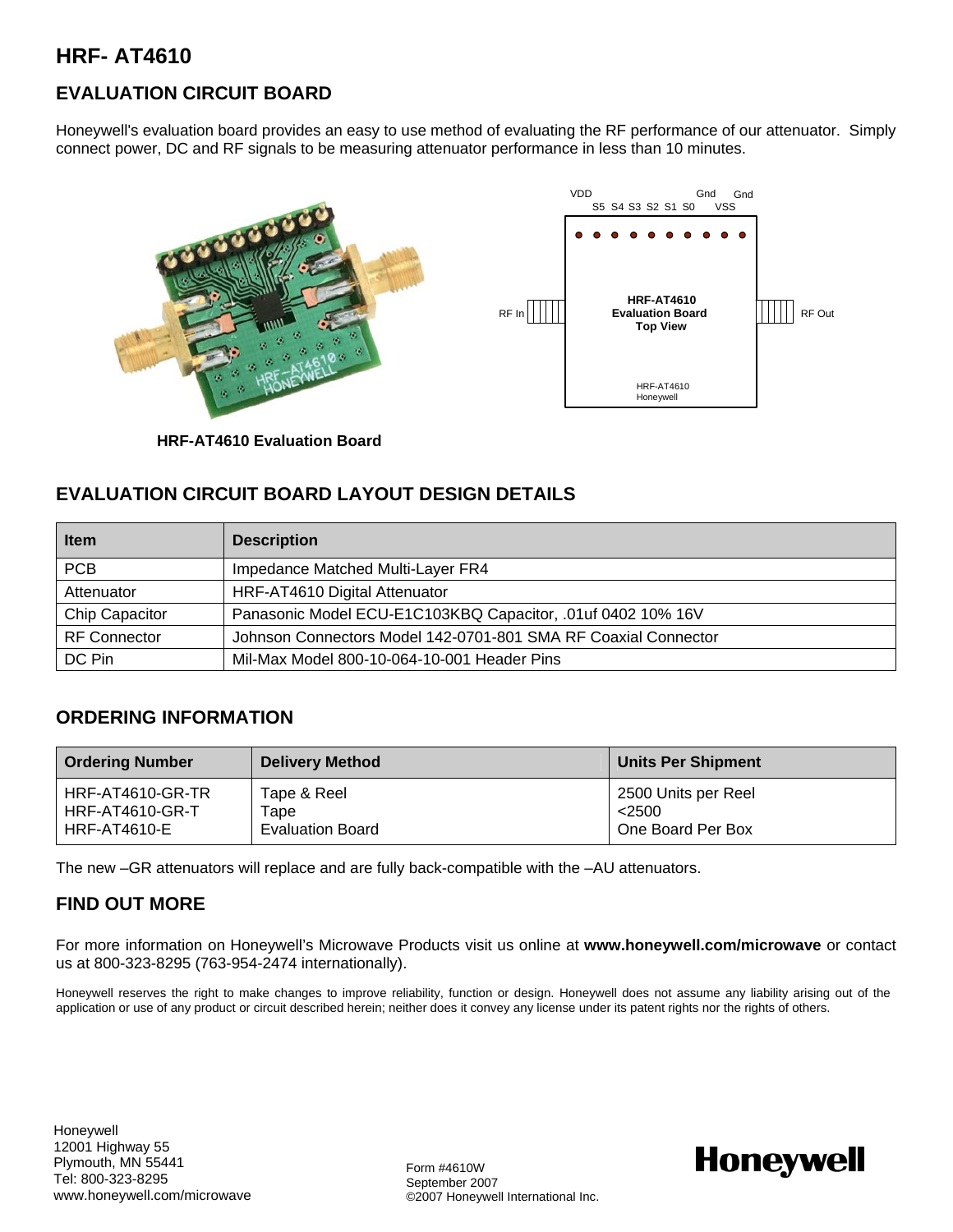# HRF- AT4610

## EVALUATION CIRCUIT BOARD

Honeywell's evaluation board provides an easy to use method of evaluating the RF performance of our attenuator. Simply connect power, DC and RF signals to be measuring attenuator performance in less than 10 minutes.

VDD S5 S4 S3 S2 S1 S0 Gnd VSS Gnd

RF In

HRF-AT4610
Evaluation Board
Top View

RF Out

HRF-AT4610
Honeywell

**HRF-AT4610 Evaluation Board**

## EVALUATION CIRCUIT BOARD LAYOUT DESIGN DETAILS

| Item | Description |
|---|---|
| PCB | Impedance Matched Multi-Layer FR4 |
| Attenuator | HRF-AT4610 Digital Attenuator |
| Chip Capacitor | Panasonic Model ECU-E1C103KBQ Capacitor, .01uf 0402 10% 16V |
| RF Connector | Johnson Connectors Model 142-0701-801 SMA RF Coaxial Connector |
| DC Pin | Mil-Max Model 800-10-064-10-001 Header Pins |

## ORDERING INFORMATION

| Ordering Number | Delivery Method | Units Per Shipment |
|---|---|---|
| HRF-AT4610-GR-TR | Tape & Reel | 2500 Units per Reel |
| HRF-AT4610-GR-T | Tape | <2500 |
| HRF-AT4610-E | Evaluation Board | One Board Per Box |

The new –GR attenuators will replace and are fully back-compatible with the –AU attenuators.

## FIND OUT MORE

For more information on Honeywell's Microwave Products visit us online at **www.honeywell.com/microwave** or contact us at 800-323-8295 (763-954-2474 internationally).

Honeywell reserves the right to make changes to improve reliability, function or design. Honeywell does not assume any liability arising out of the application or use of any product or circuit described herein; neither does it convey any license under its patent rights nor the rights of others.

Honeywell
12001 Highway 55
Plymouth, MN 55441
Tel: 800-323-8295
www.honeywell.com/microwave

Form #4610W
September 2007
©2007 Honeywell International Inc.

**Honeywell**